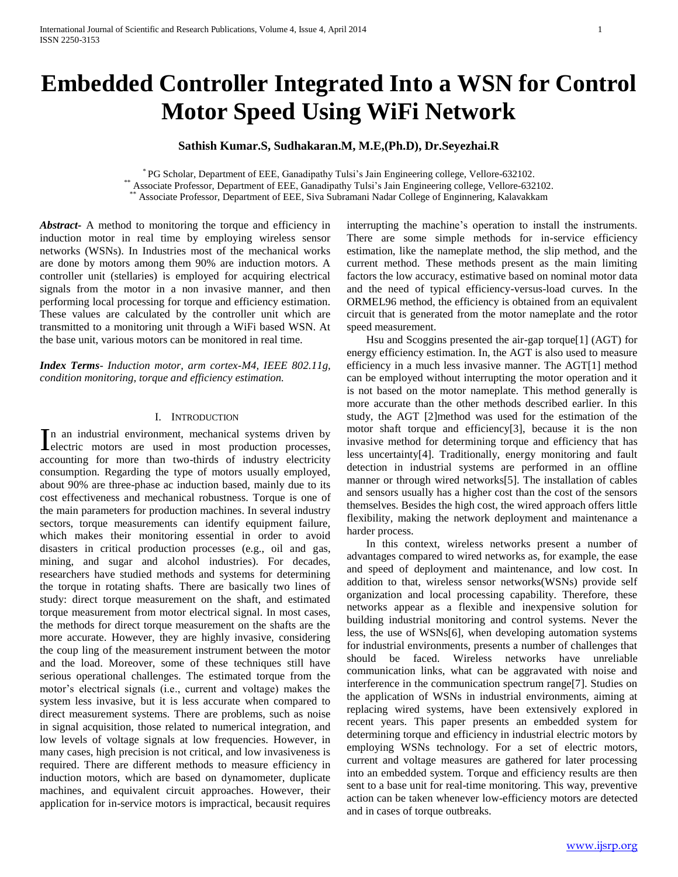# Embedded Controller Integrated Into a WSN for Control Motor Speed Using WiFi Network

**Sathish Kumar.S, Sudhakaran.M, M.E,(Ph.D), Dr.Seyezhai.R**

[*] PG Scholar, Department of EEE, Ganadipathy Tulsi's Jain Engineering college, Vellore-632102.
[**] Associate Professor, Department of EEE, Ganadipathy Tulsi's Jain Engineering college, Vellore-632102.
[**] Associate Professor, Department of EEE, Siva Subramani Nadar College of Enginnering, Kalavakkam

***Abstract***- A method to monitoring the torque and efficiency in induction motor in real time by employing wireless sensor networks (WSNs). In Industries most of the mechanical works are done by motors among them 90% are induction motors. A controller unit (stellaries) is employed for acquiring electrical signals from the motor in a non invasive manner, and then performing local processing for torque and efficiency estimation. These values are calculated by the controller unit which are transmitted to a monitoring unit through a WiFi based WSN. At the base unit, various motors can be monitored in real time.

***Index Terms***- *Induction motor, arm cortex-M4, IEEE 802.11g, condition monitoring, torque and efficiency estimation.*

## I. Introduction

In an industrial environment, mechanical systems driven by electric motors are used in most production processes, accounting for more than two-thirds of industry electricity consumption. Regarding the type of motors usually employed, about 90% are three-phase ac induction based, mainly due to its cost effectiveness and mechanical robustness. Torque is one of the main parameters for production machines. In several industry sectors, torque measurements can identify equipment failure, which makes their monitoring essential in order to avoid disasters in critical production processes (e.g., oil and gas, mining, and sugar and alcohol industries). For decades, researchers have studied methods and systems for determining the torque in rotating shafts. There are basically two lines of study: direct torque measurement on the shaft, and estimated torque measurement from motor electrical signal. In most cases, the methods for direct torque measurement on the shafts are the more accurate. However, they are highly invasive, considering the coup ling of the measurement instrument between the motor and the load. Moreover, some of these techniques still have serious operational challenges. The estimated torque from the motor's electrical signals (i.e., current and voltage) makes the system less invasive, but it is less accurate when compared to direct measurement systems. There are problems, such as noise in signal acquisition, those related to numerical integration, and low levels of voltage signals at low frequencies. However, in many cases, high precision is not critical, and low invasiveness is required. There are different methods to measure efficiency in induction motors, which are based on dynamometer, duplicate machines, and equivalent circuit approaches. However, their application for in-service motors is impractical, becausit requires interrupting the machine's operation to install the instruments. There are some simple methods for in-service efficiency estimation, like the nameplate method, the slip method, and the current method. These methods present as the main limiting factors the low accuracy, estimative based on nominal motor data and the need of typical efficiency-versus-load curves. In the ORMEL96 method, the efficiency is obtained from an equivalent circuit that is generated from the motor nameplate and the rotor speed measurement.

Hsu and Scoggins presented the air-gap torque[1] (AGT) for energy efficiency estimation. In, the AGT is also used to measure efficiency in a much less invasive manner. The AGT[1] method can be employed without interrupting the motor operation and it is not based on the motor nameplate. This method generally is more accurate than the other methods described earlier. In this study, the AGT [2]method was used for the estimation of the motor shaft torque and efficiency[3], because it is the non invasive method for determining torque and efficiency that has less uncertainty[4]. Traditionally, energy monitoring and fault detection in industrial systems are performed in an offline manner or through wired networks[5]. The installation of cables and sensors usually has a higher cost than the cost of the sensors themselves. Besides the high cost, the wired approach offers little flexibility, making the network deployment and maintenance a harder process.

In this context, wireless networks present a number of advantages compared to wired networks as, for example, the ease and speed of deployment and maintenance, and low cost. In addition to that, wireless sensor networks(WSNs) provide self organization and local processing capability. Therefore, these networks appear as a flexible and inexpensive solution for building industrial monitoring and control systems. Never the less, the use of WSNs[6], when developing automation systems for industrial environments, presents a number of challenges that should be faced. Wireless networks have unreliable communication links, what can be aggravated with noise and interference in the communication spectrum range[7]. Studies on the application of WSNs in industrial environments, aiming at replacing wired systems, have been extensively explored in recent years. This paper presents an embedded system for determining torque and efficiency in industrial electric motors by employing WSNs technology. For a set of electric motors, current and voltage measures are gathered for later processing into an embedded system. Torque and efficiency results are then sent to a base unit for real-time monitoring. This way, preventive action can be taken whenever low-efficiency motors are detected and in cases of torque outbreaks.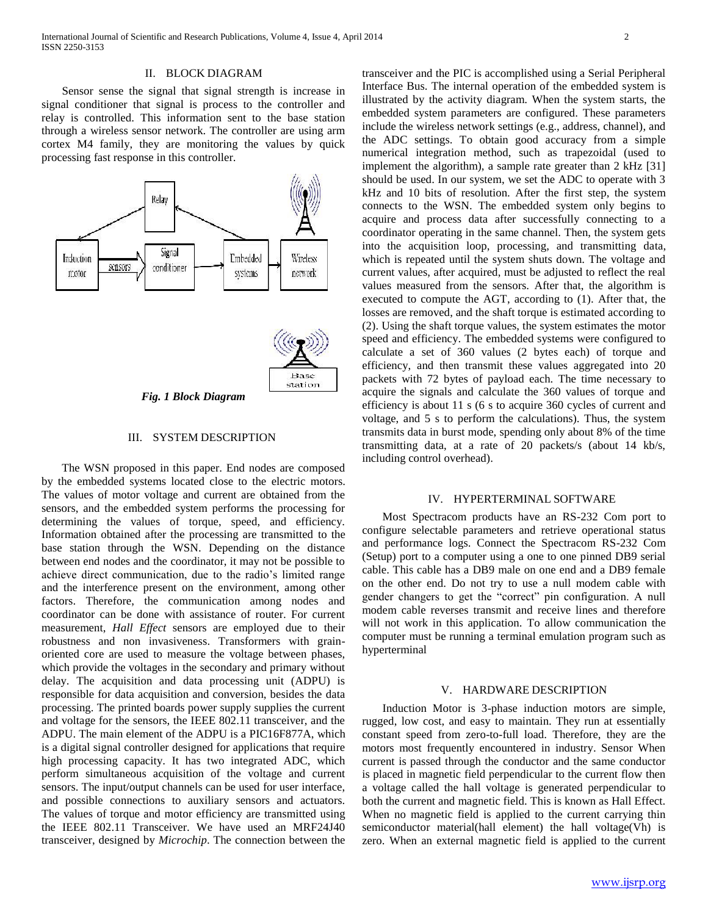## II. BLOCK DIAGRAM

Sensor sense the signal that signal strength is increase in signal conditioner that signal is process to the controller and relay is controlled. This information sent to the base station through a wireless sensor network. The controller are using arm cortex M4 family, they are monitoring the values by quick processing fast response in this controller.

*Fig. 1 Block Diagram*

## III. SYSTEM DESCRIPTION

The WSN proposed in this paper. End nodes are composed by the embedded systems located close to the electric motors. The values of motor voltage and current are obtained from the sensors, and the embedded system performs the processing for determining the values of torque, speed, and efficiency. Information obtained after the processing are transmitted to the base station through the WSN. Depending on the distance between end nodes and the coordinator, it may not be possible to achieve direct communication, due to the radio's limited range and the interference present on the environment, among other factors. Therefore, the communication among nodes and coordinator can be done with assistance of router. For current measurement, *Hall Effect* sensors are employed due to their robustness and non invasiveness. Transformers with grain-oriented core are used to measure the voltage between phases, which provide the voltages in the secondary and primary without delay. The acquisition and data processing unit (ADPU) is responsible for data acquisition and conversion, besides the data processing. The printed boards power supply supplies the current and voltage for the sensors, the IEEE 802.11 transceiver, and the ADPU. The main element of the ADPU is a PIC16F877A, which is a digital signal controller designed for applications that require high processing capacity. It has two integrated ADC, which perform simultaneous acquisition of the voltage and current sensors. The input/output channels can be used for user interface, and possible connections to auxiliary sensors and actuators. The values of torque and motor efficiency are transmitted using the IEEE 802.11 Transceiver. We have used an MRF24J40 transceiver, designed by *Microchip*. The connection between the transceiver and the PIC is accomplished using a Serial Peripheral Interface Bus. The internal operation of the embedded system is illustrated by the activity diagram. When the system starts, the embedded system parameters are configured. These parameters include the wireless network settings (e.g., address, channel), and the ADC settings. To obtain good accuracy from a simple numerical integration method, such as trapezoidal (used to implement the algorithm), a sample rate greater than 2 kHz [31] should be used. In our system, we set the ADC to operate with 3 kHz and 10 bits of resolution. After the first step, the system connects to the WSN. The embedded system only begins to acquire and process data after successfully connecting to a coordinator operating in the same channel. Then, the system gets into the acquisition loop, processing, and transmitting data, which is repeated until the system shuts down. The voltage and current values, after acquired, must be adjusted to reflect the real values measured from the sensors. After that, the algorithm is executed to compute the AGT, according to (1). After that, the losses are removed, and the shaft torque is estimated according to (2). Using the shaft torque values, the system estimates the motor speed and efficiency. The embedded systems were configured to calculate a set of 360 values (2 bytes each) of torque and efficiency, and then transmit these values aggregated into 20 packets with 72 bytes of payload each. The time necessary to acquire the signals and calculate the 360 values of torque and efficiency is about 11 s (6 s to acquire 360 cycles of current and voltage, and 5 s to perform the calculations). Thus, the system transmits data in burst mode, spending only about 8% of the time transmitting data, at a rate of 20 packets/s (about 14 kb/s, including control overhead).

## IV. HYPERTERMINAL SOFTWARE

Most Spectracom products have an RS-232 Com port to configure selectable parameters and retrieve operational status and performance logs. Connect the Spectracom RS-232 Com (Setup) port to a computer using a one to one pinned DB9 serial cable. This cable has a DB9 male on one end and a DB9 female on the other end. Do not try to use a null modem cable with gender changers to get the "correct" pin configuration. A null modem cable reverses transmit and receive lines and therefore will not work in this application. To allow communication the computer must be running a terminal emulation program such as hyperterminal

## V. HARDWARE DESCRIPTION

Induction Motor is 3-phase induction motors are simple, rugged, low cost, and easy to maintain. They run at essentially constant speed from zero-to-full load. Therefore, they are the motors most frequently encountered in industry. Sensor When current is passed through the conductor and the same conductor is placed in magnetic field perpendicular to the current flow then a voltage called the hall voltage is generated perpendicular to both the current and magnetic field. This is known as Hall Effect. When no magnetic field is applied to the current carrying thin semiconductor material(hall element) the hall voltage(Vh) is zero. When an external magnetic field is applied to the current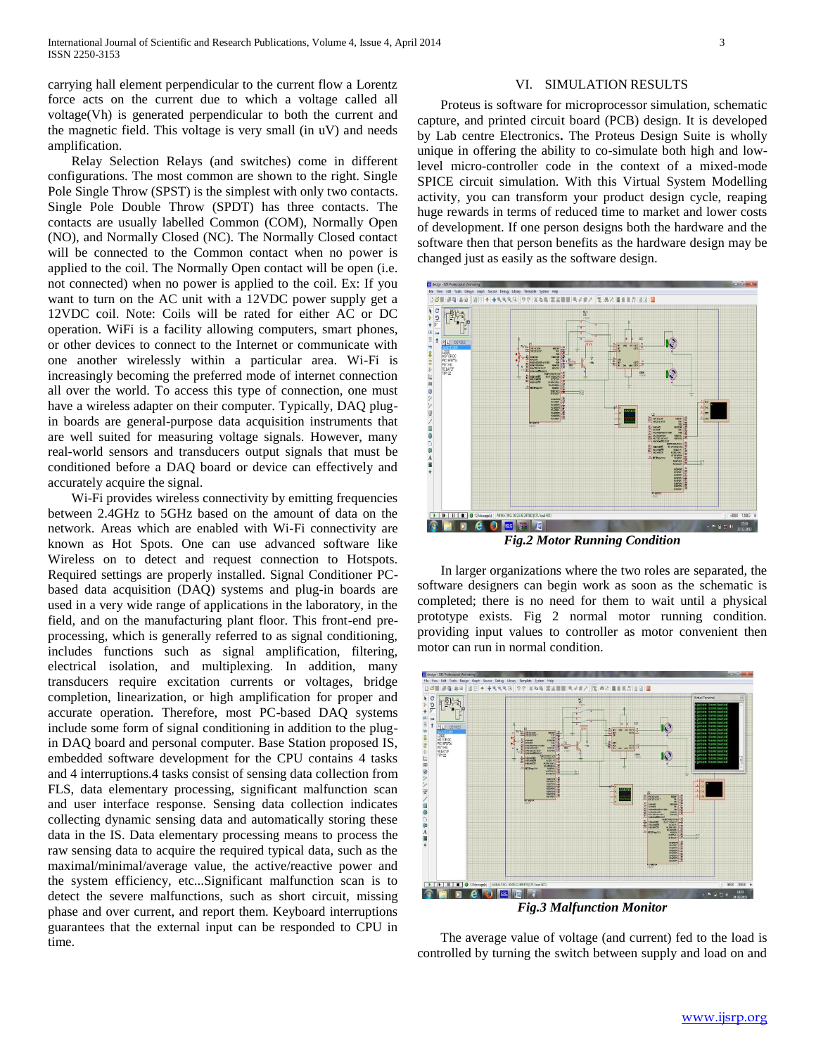carrying hall element perpendicular to the current flow a Lorentz force acts on the current due to which a voltage called all voltage(Vh) is generated perpendicular to both the current and the magnetic field. This voltage is very small (in uV) and needs amplification.

Relay Selection Relays (and switches) come in different configurations. The most common are shown to the right. Single Pole Single Throw (SPST) is the simplest with only two contacts. Single Pole Double Throw (SPDT) has three contacts. The contacts are usually labelled Common (COM), Normally Open (NO), and Normally Closed (NC). The Normally Closed contact will be connected to the Common contact when no power is applied to the coil. The Normally Open contact will be open (i.e. not connected) when no power is applied to the coil. Ex: If you want to turn on the AC unit with a 12VDC power supply get a 12VDC coil. Note: Coils will be rated for either AC or DC operation. WiFi is a facility allowing computers, smart phones, or other devices to connect to the Internet or communicate with one another wirelessly within a particular area. Wi-Fi is increasingly becoming the preferred mode of internet connection all over the world. To access this type of connection, one must have a wireless adapter on their computer. Typically, DAQ plug-in boards are general-purpose data acquisition instruments that are well suited for measuring voltage signals. However, many real-world sensors and transducers output signals that must be conditioned before a DAQ board or device can effectively and accurately acquire the signal.

Wi-Fi provides wireless connectivity by emitting frequencies between 2.4GHz to 5GHz based on the amount of data on the network. Areas which are enabled with Wi-Fi connectivity are known as Hot Spots. One can use advanced software like Wireless on to detect and request connection to Hotspots. Required settings are properly installed. Signal Conditioner PC-based data acquisition (DAQ) systems and plug-in boards are used in a very wide range of applications in the laboratory, in the field, and on the manufacturing plant floor. This front-end pre-processing, which is generally referred to as signal conditioning, includes functions such as signal amplification, filtering, electrical isolation, and multiplexing. In addition, many transducers require excitation currents or voltages, bridge completion, linearization, or high amplification for proper and accurate operation. Therefore, most PC-based DAQ systems include some form of signal conditioning in addition to the plug-in DAQ board and personal computer. Base Station proposed IS, embedded software development for the CPU contains 4 tasks and 4 interruptions.4 tasks consist of sensing data collection from FLS, data elementary processing, significant malfunction scan and user interface response. Sensing data collection indicates collecting dynamic sensing data and automatically storing these data in the IS. Data elementary processing means to process the raw sensing data to acquire the required typical data, such as the maximal/minimal/average value, the active/reactive power and the system efficiency, etc...Significant malfunction scan is to detect the severe malfunctions, such as short circuit, missing phase and over current, and report them. Keyboard interruptions guarantees that the external input can be responded to CPU in time.

## VI. SIMULATION RESULTS

Proteus is software for microprocessor simulation, schematic capture, and printed circuit board (PCB) design. It is developed by Lab centre Electronics**.** The Proteus Design Suite is wholly unique in offering the ability to co-simulate both high and low-level micro-controller code in the context of a mixed-mode SPICE circuit simulation. With this Virtual System Modelling activity, you can transform your product design cycle, reaping huge rewards in terms of reduced time to market and lower costs of development. If one person designs both the hardware and the software then that person benefits as the hardware design may be changed just as easily as the software design.

***Fig.2 Motor Running Condition***

In larger organizations where the two roles are separated, the software designers can begin work as soon as the schematic is completed; there is no need for them to wait until a physical prototype exists. Fig 2 normal motor running condition. providing input values to controller as motor convenient then motor can run in normal condition.

***Fig.3 Malfunction Monitor***

The average value of voltage (and current) fed to the load is controlled by turning the switch between supply and load on and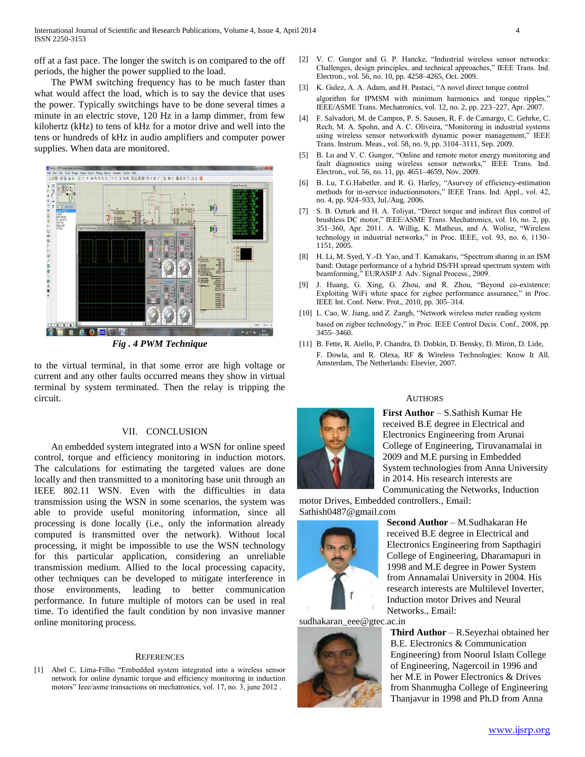off at a fast pace. The longer the switch is on compared to the off periods, the higher the power supplied to the load.

The PWM switching frequency has to be much faster than what would affect the load, which is to say the device that uses the power. Typically switchings have to be done several times a minute in an electric stove, 120 Hz in a lamp dimmer, from few kilohertz (kHz) to tens of kHz for a motor drive and well into the tens or hundreds of kHz in audio amplifiers and computer power supplies. When data are monitored.

*Fig . 4 PWM Technique*

to the virtual terminal, in that some error are high voltage or current and any other faults occurred means they show in virtual terminal by system terminated. Then the relay is tripping the circuit.

## VII. CONCLUSION

An embedded system integrated into a WSN for online speed control, torque and efficiency monitoring in induction motors. The calculations for estimating the targeted values are done locally and then transmitted to a monitoring base unit through an IEEE 802.11 WSN. Even with the difficulties in data transmission using the WSN in some scenarios, the system was able to provide useful monitoring information, since all processing is done locally (i.e., only the information already computed is transmitted over the network). Without local processing, it might be impossible to use the WSN technology for this particular application, considering an unreliable transmission medium. Allied to the local processing capacity, other techniques can be developed to mitigate interference in those environments, leading to better communication performance. In future multiple of motors can be used in real time. To identified the fault condition by non invasive manner online monitoring process.

## REFERENCES

[1] Abel C. Lima-Filho "Embedded system integrated into a wireless sensor network for online dynamic torque and efficiency monitoring in induction motors" Ieee/asme transactions on mechatronics, vol. 17, no. 3, june 2012 .

[2] V. C. Gungor and G. P. Hancke, "Industrial wireless sensor networks: Challenges, design principles, and technical approaches," IEEE Trans. Ind. Electron., vol. 56, no. 10, pp. 4258–4265, Oct. 2009.

[3] K. Gulez, A. A. Adam, and H. Pastaci, "A novel direct torque control algorithm for IPMSM with minimum harmonics and torque ripples," IEEE/ASME Trans. Mechatronics, vol. 12, no. 2, pp. 223–227, Apr. 2007.

[4] F. Salvadori, M. de Campos, P. S. Sausen, R. F. de Camargo, C. Gehrke, C. Rech, M. A. Spohn, and A. C. Oliveira, "Monitoring in industrial systems using wireless sensor networkwith dynamic power management," IEEE Trans. Instrum. Meas., vol. 58, no. 9, pp. 3104–3111, Sep. 2009.

[5] B. Lu and V. C. Gungor, "Online and remote motor energy monitoring and fault diagnostics using wireless sensor networks," IEEE Trans. Ind. Electron., vol. 56, no. 11, pp. 4651–4659, Nov. 2009.

[6] B. Lu, T.G.Habetler, and R. G. Harley, "Asurvey of efficiency-estimation methods for in-service inductionmotors," IEEE Trans. Ind. Appl., vol. 42, no. 4, pp. 924–933, Jul./Aug. 2006.

[7] S. B. Ozturk and H. A. Toliyat, "Direct torque and indirect flux control of brushless DC motor," IEEE/ASME Trans. Mechatronics, vol. 16, no. 2, pp. 351–360, Apr. 2011. A. Willig, K. Matheus, and A. Wolisz, "Wireless technology in industrial networks," in Proc. IEEE, vol. 93, no. 6, 1130–1151, 2005.

[8] H. Li, M. Syed, Y.-D. Yao, and T. Kamakaris, "Spectrum sharing in an ISM band: Outage performance of a hybrid DS/FH spread spectrum system with beamforming," EURASIP J. Adv. Signal Process., 2009.

[9] J. Huang, G. Xing, G. Zhou, and R. Zhou, "Beyond co-existence: Exploiting WiFi white space for zigbee performance assurance," in Proc. IEEE Int. Conf. Netw. Prot., 2010, pp. 305–314.

[10] L. Cao, W. Jiang, and Z. Zangh, "Network wireless meter reading system based on zigbee technology," in Proc. IEEE Control Decis. Conf., 2008, pp. 3455–3460.

[11] B. Fette, R. Aiello, P. Chandra, D. Dobkin, D. Bensky, D. Miron, D. Lide, F. Dowla, and R. Olexa, RF & Wireless Technologies: Know It All. Amsterdam, The Netherlands: Elsevier, 2007.

## AUTHORS

**First Author** – S.Sathish Kumar He received B.E degree in Electrical and Electronics Engineering from Arunai College of Engineering, Tiruvanamalai in 2009 and M.E pursing in Embedded System technologies from Anna University in 2014. His research interests are Communicating the Networks, Induction motor Drives, Embedded controllers., Email: Sathish0487@gmail.com

**Second Author** – M.Sudhakaran He received B.E degree in Electrical and Electronics Engineering from Sapthagiri College of Engineering, Dharamapuri in 1998 and M.E degree in Power System from Annamalai University in 2004. His research interests are Multilevel Inverter, Induction motor Drives and Neural Networks., Email: sudhakaran_eee@gtec.ac.in

**Third Author** – R.Seyezhai obtained her B.E. Electronics & Communication Engineering) from Noorul Islam College of Engineering, Nagercoil in 1996 and her M.E in Power Electronics & Drives from Shanmugha College of Engineering Thanjavur in 1998 and Ph.D from Anna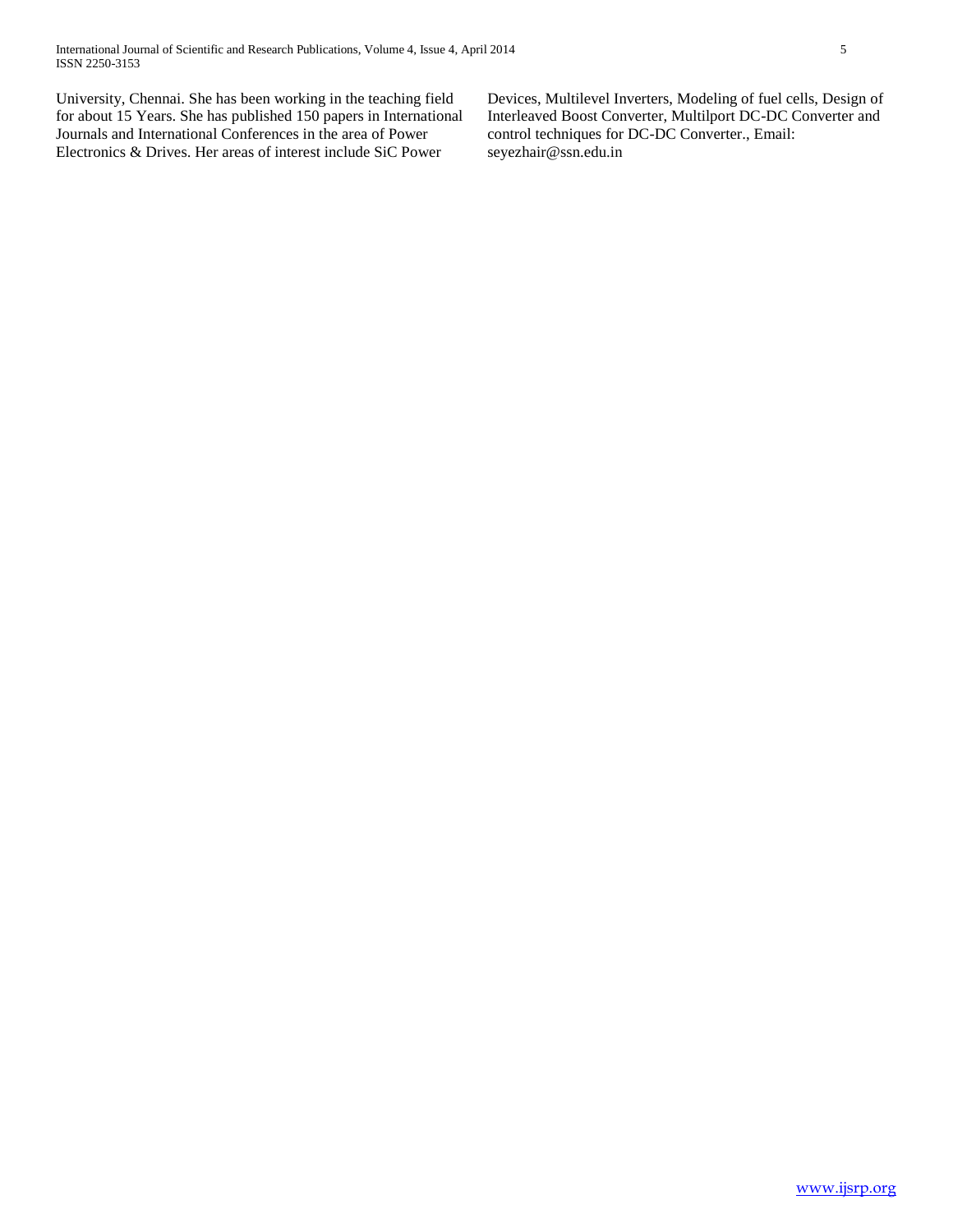University, Chennai. She has been working in the teaching field for about 15 Years. She has published 150 papers in International Journals and International Conferences in the area of Power Electronics & Drives. Her areas of interest include SiC Power Devices, Multilevel Inverters, Modeling of fuel cells, Design of Interleaved Boost Converter, Multilport DC-DC Converter and control techniques for DC-DC Converter., Email: seyezhair@ssn.edu.in